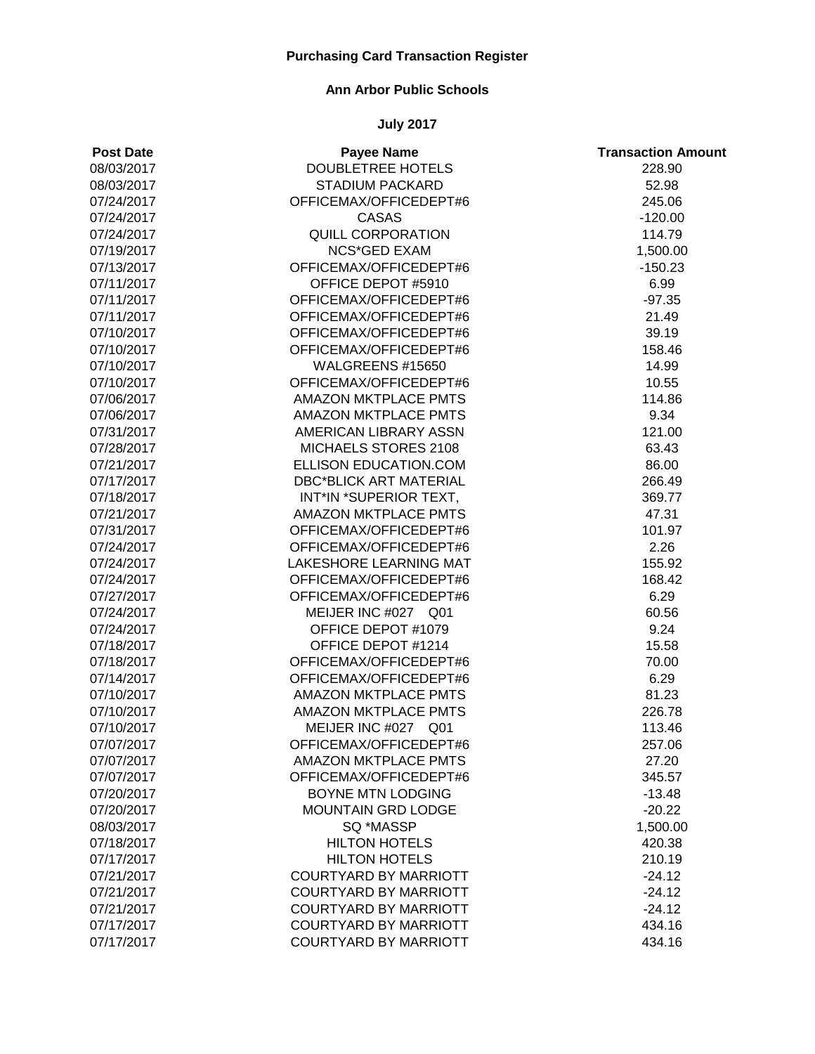**Purchasing Card Transaction Register**

**Ann Arbor Public Schools**

**July 2017**

| Post Date | Payee Name | Transaction Amount |
|---|---|---|
| 08/03/2017 | DOUBLETREE HOTELS | 228.90 |
| 08/03/2017 | STADIUM PACKARD | 52.98 |
| 07/24/2017 | OFFICEMAX/OFFICEDEPT#6 | 245.06 |
| 07/24/2017 | CASAS | -120.00 |
| 07/24/2017 | QUILL CORPORATION | 114.79 |
| 07/19/2017 | NCS*GED EXAM | 1,500.00 |
| 07/13/2017 | OFFICEMAX/OFFICEDEPT#6 | -150.23 |
| 07/11/2017 | OFFICE DEPOT #5910 | 6.99 |
| 07/11/2017 | OFFICEMAX/OFFICEDEPT#6 | -97.35 |
| 07/11/2017 | OFFICEMAX/OFFICEDEPT#6 | 21.49 |
| 07/10/2017 | OFFICEMAX/OFFICEDEPT#6 | 39.19 |
| 07/10/2017 | OFFICEMAX/OFFICEDEPT#6 | 158.46 |
| 07/10/2017 | WALGREENS #15650 | 14.99 |
| 07/10/2017 | OFFICEMAX/OFFICEDEPT#6 | 10.55 |
| 07/06/2017 | AMAZON MKTPLACE PMTS | 114.86 |
| 07/06/2017 | AMAZON MKTPLACE PMTS | 9.34 |
| 07/31/2017 | AMERICAN LIBRARY ASSN | 121.00 |
| 07/28/2017 | MICHAELS STORES 2108 | 63.43 |
| 07/21/2017 | ELLISON EDUCATION.COM | 86.00 |
| 07/17/2017 | DBC*BLICK ART MATERIAL | 266.49 |
| 07/18/2017 | INT*IN *SUPERIOR TEXT, | 369.77 |
| 07/21/2017 | AMAZON MKTPLACE PMTS | 47.31 |
| 07/31/2017 | OFFICEMAX/OFFICEDEPT#6 | 101.97 |
| 07/24/2017 | OFFICEMAX/OFFICEDEPT#6 | 2.26 |
| 07/24/2017 | LAKESHORE LEARNING MAT | 155.92 |
| 07/24/2017 | OFFICEMAX/OFFICEDEPT#6 | 168.42 |
| 07/27/2017 | OFFICEMAX/OFFICEDEPT#6 | 6.29 |
| 07/24/2017 | MEIJER INC #027 Q01 | 60.56 |
| 07/24/2017 | OFFICE DEPOT #1079 | 9.24 |
| 07/18/2017 | OFFICE DEPOT #1214 | 15.58 |
| 07/18/2017 | OFFICEMAX/OFFICEDEPT#6 | 70.00 |
| 07/14/2017 | OFFICEMAX/OFFICEDEPT#6 | 6.29 |
| 07/10/2017 | AMAZON MKTPLACE PMTS | 81.23 |
| 07/10/2017 | AMAZON MKTPLACE PMTS | 226.78 |
| 07/10/2017 | MEIJER INC #027 Q01 | 113.46 |
| 07/07/2017 | OFFICEMAX/OFFICEDEPT#6 | 257.06 |
| 07/07/2017 | AMAZON MKTPLACE PMTS | 27.20 |
| 07/07/2017 | OFFICEMAX/OFFICEDEPT#6 | 345.57 |
| 07/20/2017 | BOYNE MTN LODGING | -13.48 |
| 07/20/2017 | MOUNTAIN GRD LODGE | -20.22 |
| 08/03/2017 | SQ *MASSP | 1,500.00 |
| 07/18/2017 | HILTON HOTELS | 420.38 |
| 07/17/2017 | HILTON HOTELS | 210.19 |
| 07/21/2017 | COURTYARD BY MARRIOTT | -24.12 |
| 07/21/2017 | COURTYARD BY MARRIOTT | -24.12 |
| 07/21/2017 | COURTYARD BY MARRIOTT | -24.12 |
| 07/17/2017 | COURTYARD BY MARRIOTT | 434.16 |
| 07/17/2017 | COURTYARD BY MARRIOTT | 434.16 |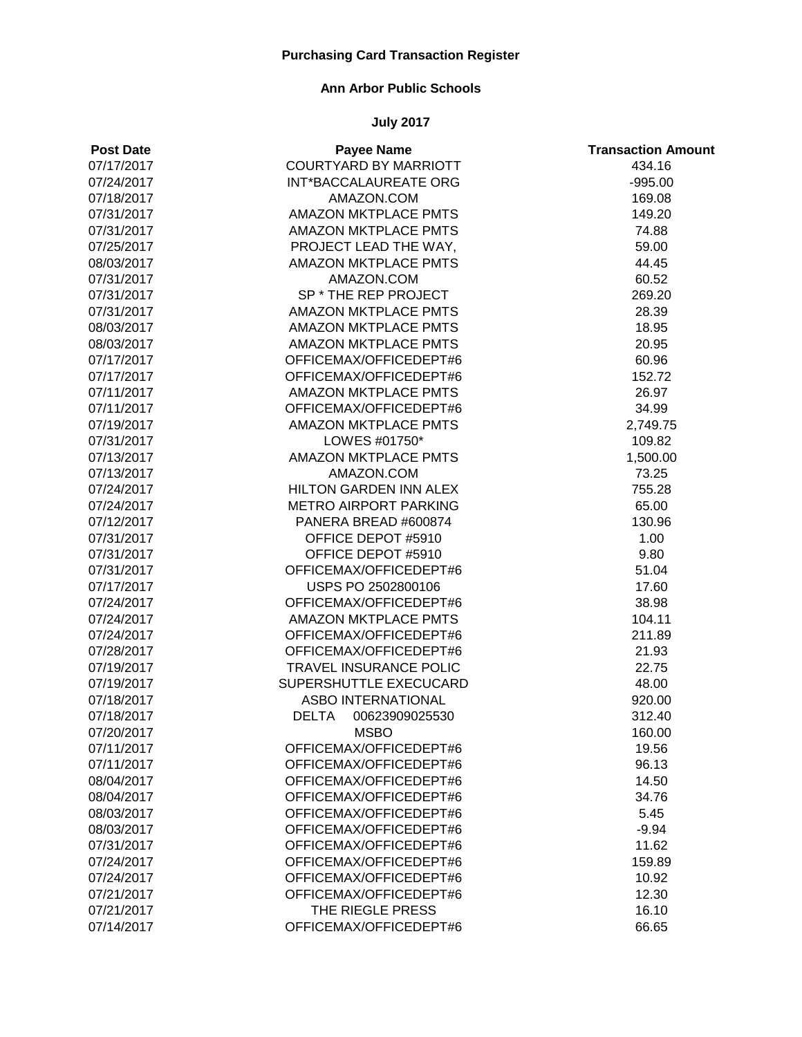**Purchasing Card Transaction Register**

**Ann Arbor Public Schools**

**July 2017**

| Post Date | Payee Name | Transaction Amount |
|---|---|---|
| 07/17/2017 | COURTYARD BY MARRIOTT | 434.16 |
| 07/24/2017 | INT*BACCALAUREATE ORG | -995.00 |
| 07/18/2017 | AMAZON.COM | 169.08 |
| 07/31/2017 | AMAZON MKTPLACE PMTS | 149.20 |
| 07/31/2017 | AMAZON MKTPLACE PMTS | 74.88 |
| 07/25/2017 | PROJECT LEAD THE WAY, | 59.00 |
| 08/03/2017 | AMAZON MKTPLACE PMTS | 44.45 |
| 07/31/2017 | AMAZON.COM | 60.52 |
| 07/31/2017 | SP * THE REP PROJECT | 269.20 |
| 07/31/2017 | AMAZON MKTPLACE PMTS | 28.39 |
| 08/03/2017 | AMAZON MKTPLACE PMTS | 18.95 |
| 08/03/2017 | AMAZON MKTPLACE PMTS | 20.95 |
| 07/17/2017 | OFFICEMAX/OFFICEDEPT#6 | 60.96 |
| 07/17/2017 | OFFICEMAX/OFFICEDEPT#6 | 152.72 |
| 07/11/2017 | AMAZON MKTPLACE PMTS | 26.97 |
| 07/11/2017 | OFFICEMAX/OFFICEDEPT#6 | 34.99 |
| 07/19/2017 | AMAZON MKTPLACE PMTS | 2,749.75 |
| 07/31/2017 | LOWES #01750* | 109.82 |
| 07/13/2017 | AMAZON MKTPLACE PMTS | 1,500.00 |
| 07/13/2017 | AMAZON.COM | 73.25 |
| 07/24/2017 | HILTON GARDEN INN ALEX | 755.28 |
| 07/24/2017 | METRO AIRPORT PARKING | 65.00 |
| 07/12/2017 | PANERA BREAD #600874 | 130.96 |
| 07/31/2017 | OFFICE DEPOT #5910 | 1.00 |
| 07/31/2017 | OFFICE DEPOT #5910 | 9.80 |
| 07/31/2017 | OFFICEMAX/OFFICEDEPT#6 | 51.04 |
| 07/17/2017 | USPS PO 2502800106 | 17.60 |
| 07/24/2017 | OFFICEMAX/OFFICEDEPT#6 | 38.98 |
| 07/24/2017 | AMAZON MKTPLACE PMTS | 104.11 |
| 07/24/2017 | OFFICEMAX/OFFICEDEPT#6 | 211.89 |
| 07/28/2017 | OFFICEMAX/OFFICEDEPT#6 | 21.93 |
| 07/19/2017 | TRAVEL INSURANCE POLIC | 22.75 |
| 07/19/2017 | SUPERSHUTTLE EXECUCARD | 48.00 |
| 07/18/2017 | ASBO INTERNATIONAL | 920.00 |
| 07/18/2017 | DELTA 00623909025530 | 312.40 |
| 07/20/2017 | MSBO | 160.00 |
| 07/11/2017 | OFFICEMAX/OFFICEDEPT#6 | 19.56 |
| 07/11/2017 | OFFICEMAX/OFFICEDEPT#6 | 96.13 |
| 08/04/2017 | OFFICEMAX/OFFICEDEPT#6 | 14.50 |
| 08/04/2017 | OFFICEMAX/OFFICEDEPT#6 | 34.76 |
| 08/03/2017 | OFFICEMAX/OFFICEDEPT#6 | 5.45 |
| 08/03/2017 | OFFICEMAX/OFFICEDEPT#6 | -9.94 |
| 07/31/2017 | OFFICEMAX/OFFICEDEPT#6 | 11.62 |
| 07/24/2017 | OFFICEMAX/OFFICEDEPT#6 | 159.89 |
| 07/24/2017 | OFFICEMAX/OFFICEDEPT#6 | 10.92 |
| 07/21/2017 | OFFICEMAX/OFFICEDEPT#6 | 12.30 |
| 07/21/2017 | THE RIEGLE PRESS | 16.10 |
| 07/14/2017 | OFFICEMAX/OFFICEDEPT#6 | 66.65 |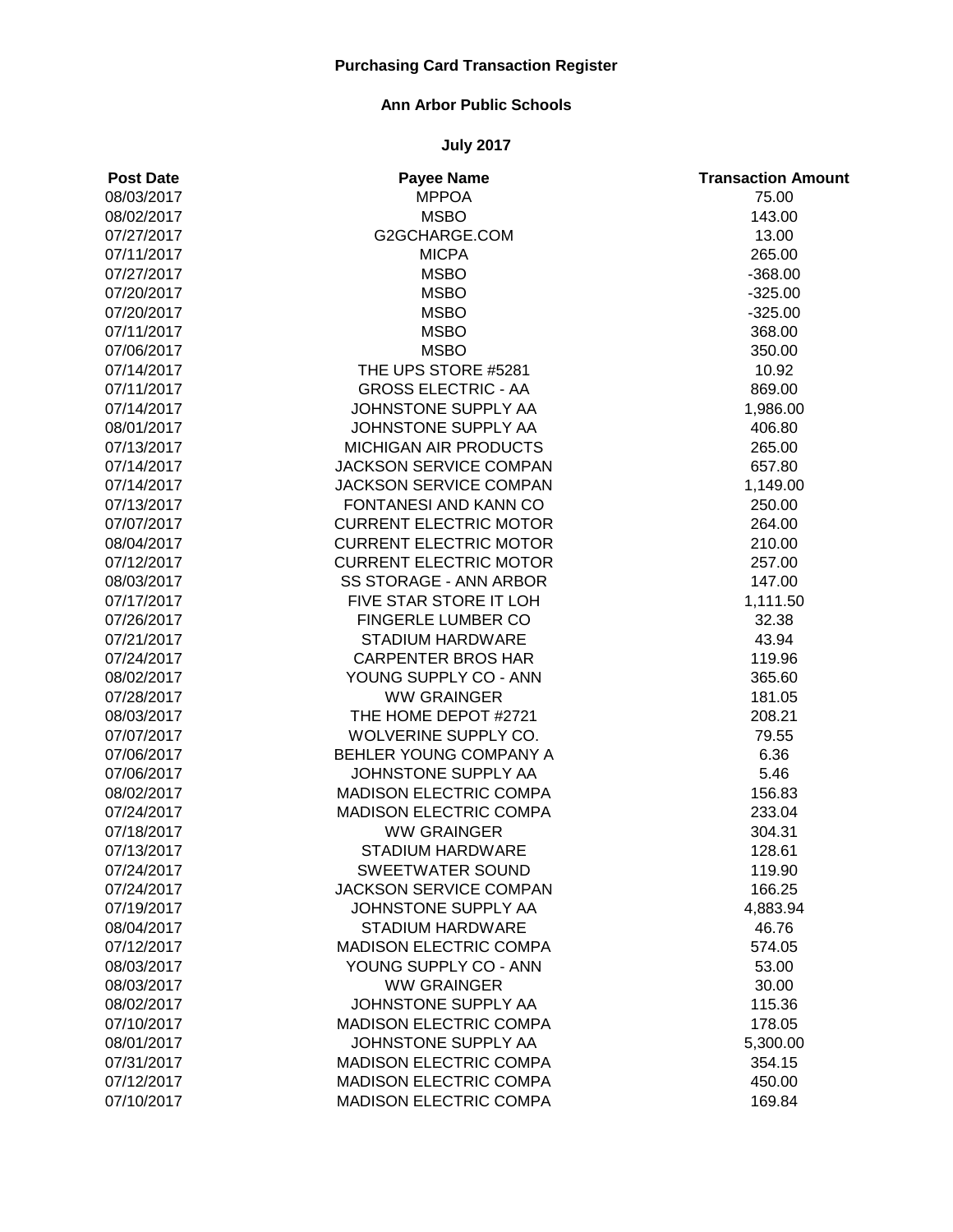# Purchasing Card Transaction Register

## Ann Arbor Public Schools

### July 2017

| Post Date | Payee Name | Transaction Amount |
|---|---|---|
| 08/03/2017 | MPPOA | 75.00 |
| 08/02/2017 | MSBO | 143.00 |
| 07/27/2017 | G2GCHARGE.COM | 13.00 |
| 07/11/2017 | MICPA | 265.00 |
| 07/27/2017 | MSBO | -368.00 |
| 07/20/2017 | MSBO | -325.00 |
| 07/20/2017 | MSBO | -325.00 |
| 07/11/2017 | MSBO | 368.00 |
| 07/06/2017 | MSBO | 350.00 |
| 07/14/2017 | THE UPS STORE #5281 | 10.92 |
| 07/11/2017 | GROSS ELECTRIC - AA | 869.00 |
| 07/14/2017 | JOHNSTONE SUPPLY AA | 1,986.00 |
| 08/01/2017 | JOHNSTONE SUPPLY AA | 406.80 |
| 07/13/2017 | MICHIGAN AIR PRODUCTS | 265.00 |
| 07/14/2017 | JACKSON SERVICE COMPAN | 657.80 |
| 07/14/2017 | JACKSON SERVICE COMPAN | 1,149.00 |
| 07/13/2017 | FONTANESI AND KANN CO | 250.00 |
| 07/07/2017 | CURRENT ELECTRIC MOTOR | 264.00 |
| 08/04/2017 | CURRENT ELECTRIC MOTOR | 210.00 |
| 07/12/2017 | CURRENT ELECTRIC MOTOR | 257.00 |
| 08/03/2017 | SS STORAGE - ANN ARBOR | 147.00 |
| 07/17/2017 | FIVE STAR STORE IT LOH | 1,111.50 |
| 07/26/2017 | FINGERLE LUMBER CO | 32.38 |
| 07/21/2017 | STADIUM HARDWARE | 43.94 |
| 07/24/2017 | CARPENTER BROS HAR | 119.96 |
| 08/02/2017 | YOUNG SUPPLY CO - ANN | 365.60 |
| 07/28/2017 | WW GRAINGER | 181.05 |
| 08/03/2017 | THE HOME DEPOT #2721 | 208.21 |
| 07/07/2017 | WOLVERINE SUPPLY CO. | 79.55 |
| 07/06/2017 | BEHLER YOUNG COMPANY A | 6.36 |
| 07/06/2017 | JOHNSTONE SUPPLY AA | 5.46 |
| 08/02/2017 | MADISON ELECTRIC COMPA | 156.83 |
| 07/24/2017 | MADISON ELECTRIC COMPA | 233.04 |
| 07/18/2017 | WW GRAINGER | 304.31 |
| 07/13/2017 | STADIUM HARDWARE | 128.61 |
| 07/24/2017 | SWEETWATER SOUND | 119.90 |
| 07/24/2017 | JACKSON SERVICE COMPAN | 166.25 |
| 07/19/2017 | JOHNSTONE SUPPLY AA | 4,883.94 |
| 08/04/2017 | STADIUM HARDWARE | 46.76 |
| 07/12/2017 | MADISON ELECTRIC COMPA | 574.05 |
| 08/03/2017 | YOUNG SUPPLY CO - ANN | 53.00 |
| 08/03/2017 | WW GRAINGER | 30.00 |
| 08/02/2017 | JOHNSTONE SUPPLY AA | 115.36 |
| 07/10/2017 | MADISON ELECTRIC COMPA | 178.05 |
| 08/01/2017 | JOHNSTONE SUPPLY AA | 5,300.00 |
| 07/31/2017 | MADISON ELECTRIC COMPA | 354.15 |
| 07/12/2017 | MADISON ELECTRIC COMPA | 450.00 |
| 07/10/2017 | MADISON ELECTRIC COMPA | 169.84 |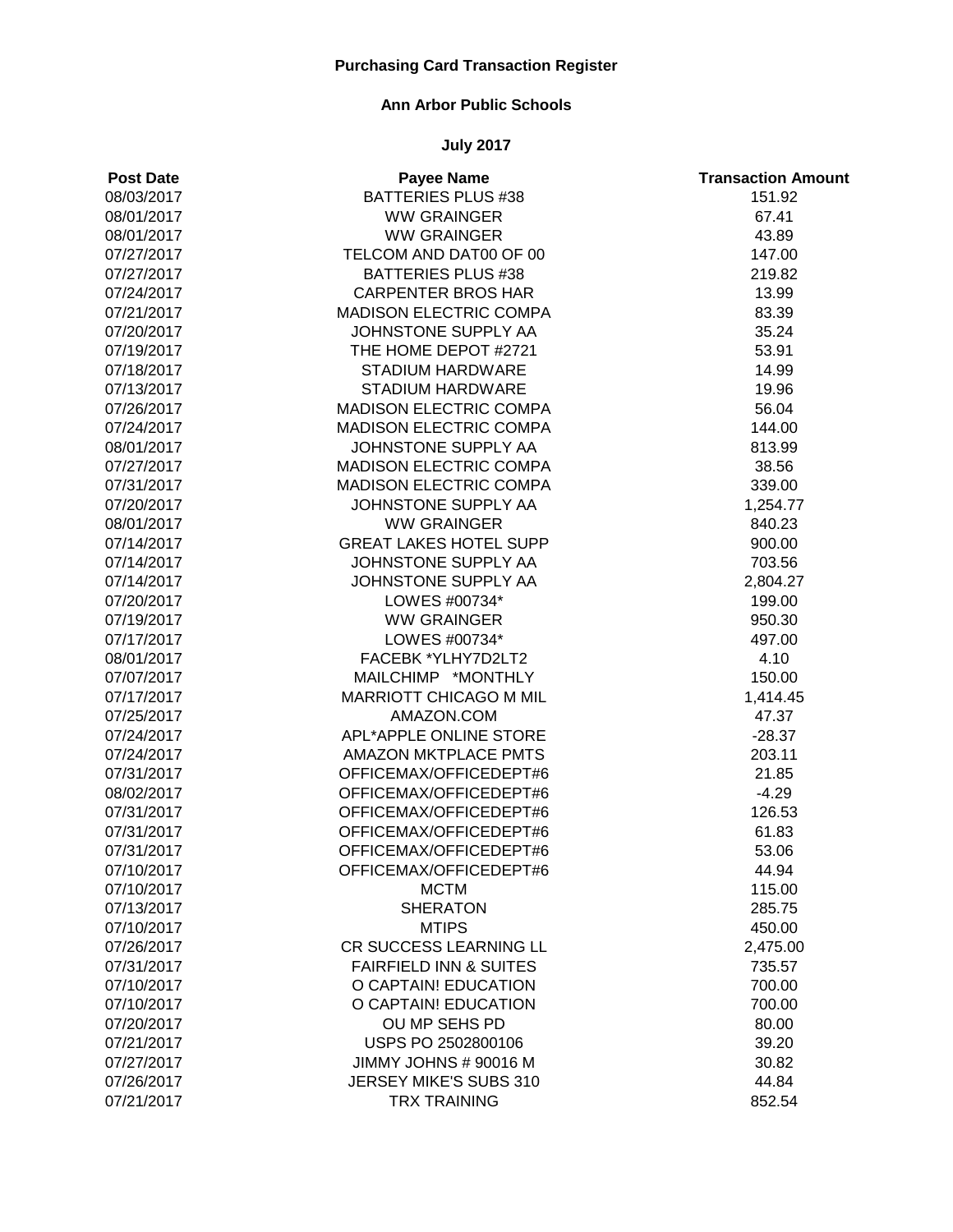**Purchasing Card Transaction Register**

**Ann Arbor Public Schools**

**July 2017**

| Post Date | Payee Name | Transaction Amount |
|---|---|---|
| 08/03/2017 | BATTERIES PLUS #38 | 151.92 |
| 08/01/2017 | WW GRAINGER | 67.41 |
| 08/01/2017 | WW GRAINGER | 43.89 |
| 07/27/2017 | TELCOM AND DAT00 OF 00 | 147.00 |
| 07/27/2017 | BATTERIES PLUS #38 | 219.82 |
| 07/24/2017 | CARPENTER BROS HAR | 13.99 |
| 07/21/2017 | MADISON ELECTRIC COMPA | 83.39 |
| 07/20/2017 | JOHNSTONE SUPPLY AA | 35.24 |
| 07/19/2017 | THE HOME DEPOT #2721 | 53.91 |
| 07/18/2017 | STADIUM HARDWARE | 14.99 |
| 07/13/2017 | STADIUM HARDWARE | 19.96 |
| 07/26/2017 | MADISON ELECTRIC COMPA | 56.04 |
| 07/24/2017 | MADISON ELECTRIC COMPA | 144.00 |
| 08/01/2017 | JOHNSTONE SUPPLY AA | 813.99 |
| 07/27/2017 | MADISON ELECTRIC COMPA | 38.56 |
| 07/31/2017 | MADISON ELECTRIC COMPA | 339.00 |
| 07/20/2017 | JOHNSTONE SUPPLY AA | 1,254.77 |
| 08/01/2017 | WW GRAINGER | 840.23 |
| 07/14/2017 | GREAT LAKES HOTEL SUPP | 900.00 |
| 07/14/2017 | JOHNSTONE SUPPLY AA | 703.56 |
| 07/14/2017 | JOHNSTONE SUPPLY AA | 2,804.27 |
| 07/20/2017 | LOWES #00734* | 199.00 |
| 07/19/2017 | WW GRAINGER | 950.30 |
| 07/17/2017 | LOWES #00734* | 497.00 |
| 08/01/2017 | FACEBK *YLHY7D2LT2 | 4.10 |
| 07/07/2017 | MAILCHIMP *MONTHLY | 150.00 |
| 07/17/2017 | MARRIOTT CHICAGO M MIL | 1,414.45 |
| 07/25/2017 | AMAZON.COM | 47.37 |
| 07/24/2017 | APL*APPLE ONLINE STORE | -28.37 |
| 07/24/2017 | AMAZON MKTPLACE PMTS | 203.11 |
| 07/31/2017 | OFFICEMAX/OFFICEDEPT#6 | 21.85 |
| 08/02/2017 | OFFICEMAX/OFFICEDEPT#6 | -4.29 |
| 07/31/2017 | OFFICEMAX/OFFICEDEPT#6 | 126.53 |
| 07/31/2017 | OFFICEMAX/OFFICEDEPT#6 | 61.83 |
| 07/31/2017 | OFFICEMAX/OFFICEDEPT#6 | 53.06 |
| 07/10/2017 | OFFICEMAX/OFFICEDEPT#6 | 44.94 |
| 07/10/2017 | MCTM | 115.00 |
| 07/13/2017 | SHERATON | 285.75 |
| 07/10/2017 | MTIPS | 450.00 |
| 07/26/2017 | CR SUCCESS LEARNING LL | 2,475.00 |
| 07/31/2017 | FAIRFIELD INN & SUITES | 735.57 |
| 07/10/2017 | O CAPTAIN! EDUCATION | 700.00 |
| 07/10/2017 | O CAPTAIN! EDUCATION | 700.00 |
| 07/20/2017 | OU MP SEHS PD | 80.00 |
| 07/21/2017 | USPS PO 2502800106 | 39.20 |
| 07/27/2017 | JIMMY JOHNS # 90016 M | 30.82 |
| 07/26/2017 | JERSEY MIKE'S SUBS 310 | 44.84 |
| 07/21/2017 | TRX TRAINING | 852.54 |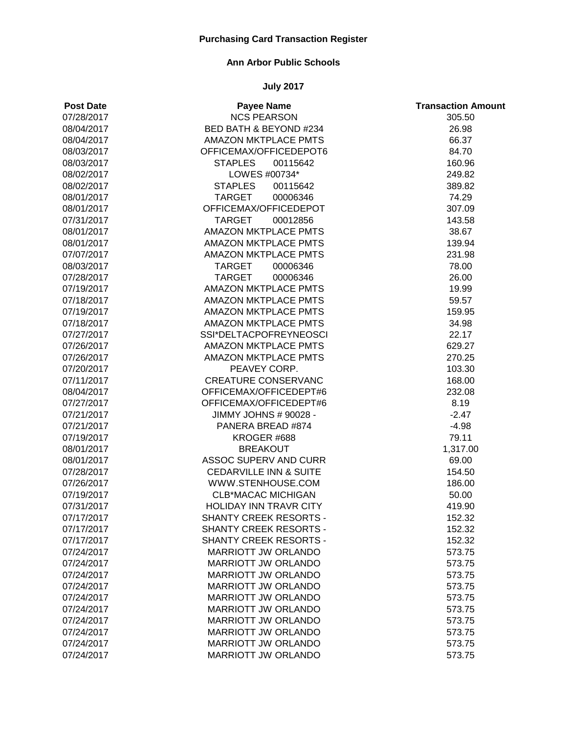**Purchasing Card Transaction Register**

**Ann Arbor Public Schools**

**July 2017**

| Post Date | Payee Name | Transaction Amount |
|---|---|---|
| 07/28/2017 | NCS PEARSON | 305.50 |
| 08/04/2017 | BED BATH & BEYOND #234 | 26.98 |
| 08/04/2017 | AMAZON MKTPLACE PMTS | 66.37 |
| 08/03/2017 | OFFICEMAX/OFFICEDEPOT6 | 84.70 |
| 08/03/2017 | STAPLES 00115642 | 160.96 |
| 08/02/2017 | LOWES #00734* | 249.82 |
| 08/02/2017 | STAPLES 00115642 | 389.82 |
| 08/01/2017 | TARGET 00006346 | 74.29 |
| 08/01/2017 | OFFICEMAX/OFFICEDEPOT | 307.09 |
| 07/31/2017 | TARGET 00012856 | 143.58 |
| 08/01/2017 | AMAZON MKTPLACE PMTS | 38.67 |
| 08/01/2017 | AMAZON MKTPLACE PMTS | 139.94 |
| 07/07/2017 | AMAZON MKTPLACE PMTS | 231.98 |
| 08/03/2017 | TARGET 00006346 | 78.00 |
| 07/28/2017 | TARGET 00006346 | 26.00 |
| 07/19/2017 | AMAZON MKTPLACE PMTS | 19.99 |
| 07/18/2017 | AMAZON MKTPLACE PMTS | 59.57 |
| 07/19/2017 | AMAZON MKTPLACE PMTS | 159.95 |
| 07/18/2017 | AMAZON MKTPLACE PMTS | 34.98 |
| 07/27/2017 | SSI*DELTACPOFREYNEOSCI | 22.17 |
| 07/26/2017 | AMAZON MKTPLACE PMTS | 629.27 |
| 07/26/2017 | AMAZON MKTPLACE PMTS | 270.25 |
| 07/20/2017 | PEAVEY CORP. | 103.30 |
| 07/11/2017 | CREATURE CONSERVANC | 168.00 |
| 08/04/2017 | OFFICEMAX/OFFICEDEPT#6 | 232.08 |
| 07/27/2017 | OFFICEMAX/OFFICEDEPT#6 | 8.19 |
| 07/21/2017 | JIMMY JOHNS # 90028 - | -2.47 |
| 07/21/2017 | PANERA BREAD #874 | -4.98 |
| 07/19/2017 | KROGER #688 | 79.11 |
| 08/01/2017 | BREAKOUT | 1,317.00 |
| 08/01/2017 | ASSOC SUPERV AND CURR | 69.00 |
| 07/28/2017 | CEDARVILLE INN & SUITE | 154.50 |
| 07/26/2017 | WWW.STENHOUSE.COM | 186.00 |
| 07/19/2017 | CLB*MACAC MICHIGAN | 50.00 |
| 07/31/2017 | HOLIDAY INN TRAVR CITY | 419.90 |
| 07/17/2017 | SHANTY CREEK RESORTS - | 152.32 |
| 07/17/2017 | SHANTY CREEK RESORTS - | 152.32 |
| 07/17/2017 | SHANTY CREEK RESORTS - | 152.32 |
| 07/24/2017 | MARRIOTT JW ORLANDO | 573.75 |
| 07/24/2017 | MARRIOTT JW ORLANDO | 573.75 |
| 07/24/2017 | MARRIOTT JW ORLANDO | 573.75 |
| 07/24/2017 | MARRIOTT JW ORLANDO | 573.75 |
| 07/24/2017 | MARRIOTT JW ORLANDO | 573.75 |
| 07/24/2017 | MARRIOTT JW ORLANDO | 573.75 |
| 07/24/2017 | MARRIOTT JW ORLANDO | 573.75 |
| 07/24/2017 | MARRIOTT JW ORLANDO | 573.75 |
| 07/24/2017 | MARRIOTT JW ORLANDO | 573.75 |
| 07/24/2017 | MARRIOTT JW ORLANDO | 573.75 |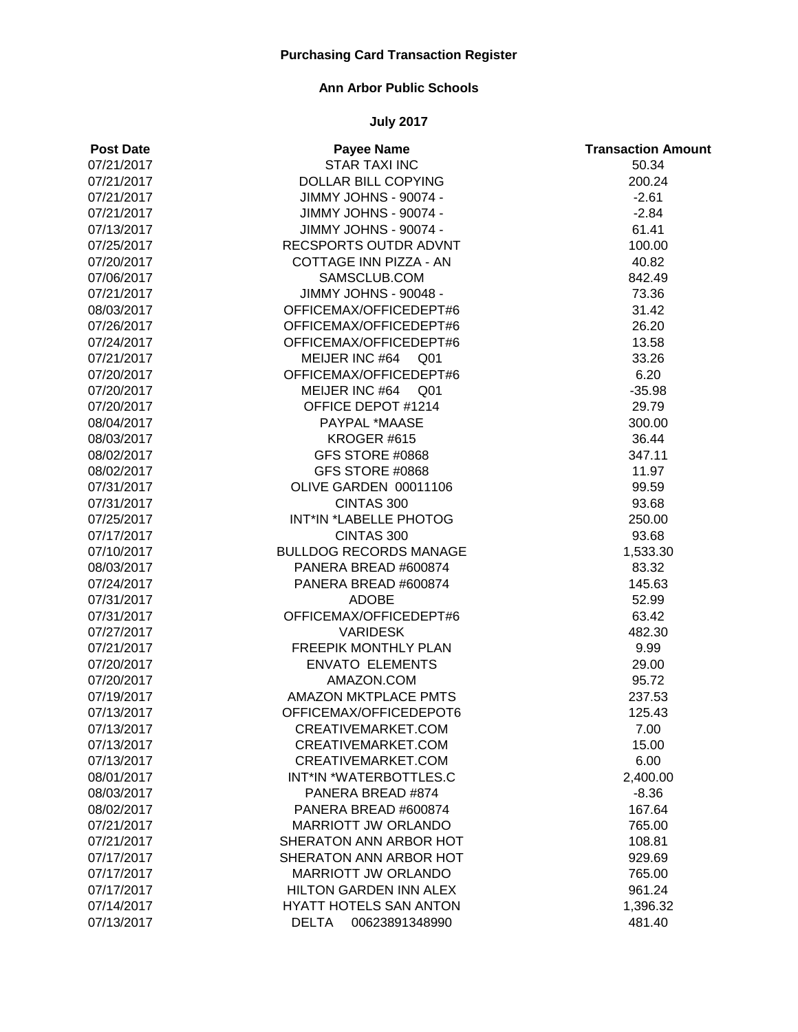**Purchasing Card Transaction Register**

**Ann Arbor Public Schools**

**July 2017**

| Post Date | Payee Name | Transaction Amount |
|---|---|---|
| 07/21/2017 | STAR TAXI INC | 50.34 |
| 07/21/2017 | DOLLAR BILL COPYING | 200.24 |
| 07/21/2017 | JIMMY JOHNS - 90074 - | -2.61 |
| 07/21/2017 | JIMMY JOHNS - 90074 - | -2.84 |
| 07/13/2017 | JIMMY JOHNS - 90074 - | 61.41 |
| 07/25/2017 | RECSPORTS OUTDR ADVNT | 100.00 |
| 07/20/2017 | COTTAGE INN PIZZA - AN | 40.82 |
| 07/06/2017 | SAMSCLUB.COM | 842.49 |
| 07/21/2017 | JIMMY JOHNS - 90048 - | 73.36 |
| 08/03/2017 | OFFICEMAX/OFFICEDEPT#6 | 31.42 |
| 07/26/2017 | OFFICEMAX/OFFICEDEPT#6 | 26.20 |
| 07/24/2017 | OFFICEMAX/OFFICEDEPT#6 | 13.58 |
| 07/21/2017 | MEIJER INC #64 Q01 | 33.26 |
| 07/20/2017 | OFFICEMAX/OFFICEDEPT#6 | 6.20 |
| 07/20/2017 | MEIJER INC #64 Q01 | -35.98 |
| 07/20/2017 | OFFICE DEPOT #1214 | 29.79 |
| 08/04/2017 | PAYPAL *MAASE | 300.00 |
| 08/03/2017 | KROGER #615 | 36.44 |
| 08/02/2017 | GFS STORE #0868 | 347.11 |
| 08/02/2017 | GFS STORE #0868 | 11.97 |
| 07/31/2017 | OLIVE GARDEN 00011106 | 99.59 |
| 07/31/2017 | CINTAS 300 | 93.68 |
| 07/25/2017 | INT*IN *LABELLE PHOTOG | 250.00 |
| 07/17/2017 | CINTAS 300 | 93.68 |
| 07/10/2017 | BULLDOG RECORDS MANAGE | 1,533.30 |
| 08/03/2017 | PANERA BREAD #600874 | 83.32 |
| 07/24/2017 | PANERA BREAD #600874 | 145.63 |
| 07/31/2017 | ADOBE | 52.99 |
| 07/31/2017 | OFFICEMAX/OFFICEDEPT#6 | 63.42 |
| 07/27/2017 | VARIDESK | 482.30 |
| 07/21/2017 | FREEPIK MONTHLY PLAN | 9.99 |
| 07/20/2017 | ENVATO ELEMENTS | 29.00 |
| 07/20/2017 | AMAZON.COM | 95.72 |
| 07/19/2017 | AMAZON MKTPLACE PMTS | 237.53 |
| 07/13/2017 | OFFICEMAX/OFFICEDEPOT6 | 125.43 |
| 07/13/2017 | CREATIVEMARKET.COM | 7.00 |
| 07/13/2017 | CREATIVEMARKET.COM | 15.00 |
| 07/13/2017 | CREATIVEMARKET.COM | 6.00 |
| 08/01/2017 | INT*IN *WATERBOTTLES.C | 2,400.00 |
| 08/03/2017 | PANERA BREAD #874 | -8.36 |
| 08/02/2017 | PANERA BREAD #600874 | 167.64 |
| 07/21/2017 | MARRIOTT JW ORLANDO | 765.00 |
| 07/21/2017 | SHERATON ANN ARBOR HOT | 108.81 |
| 07/17/2017 | SHERATON ANN ARBOR HOT | 929.69 |
| 07/17/2017 | MARRIOTT JW ORLANDO | 765.00 |
| 07/17/2017 | HILTON GARDEN INN ALEX | 961.24 |
| 07/14/2017 | HYATT HOTELS SAN ANTON | 1,396.32 |
| 07/13/2017 | DELTA 00623891348990 | 481.40 |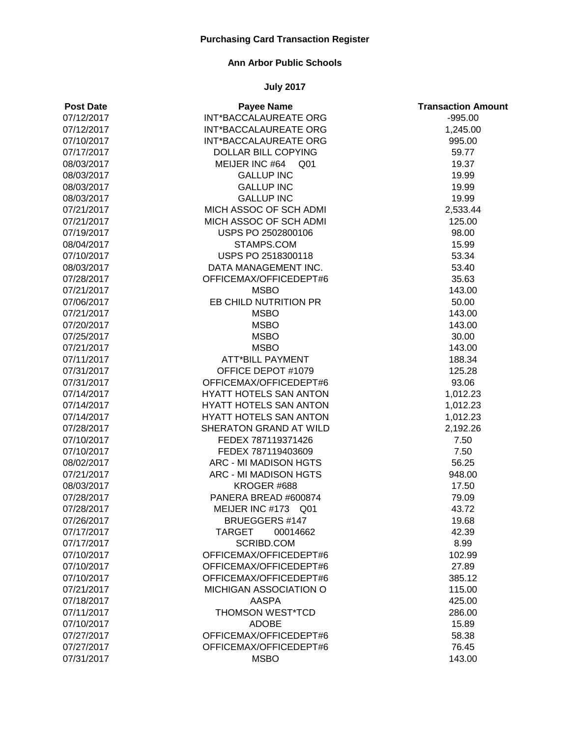**Purchasing Card Transaction Register**

**Ann Arbor Public Schools**

**July 2017**

| Post Date | Payee Name | Transaction Amount |
|---|---|---|
| 07/12/2017 | INT*BACCALAUREATE ORG | -995.00 |
| 07/12/2017 | INT*BACCALAUREATE ORG | 1,245.00 |
| 07/10/2017 | INT*BACCALAUREATE ORG | 995.00 |
| 07/17/2017 | DOLLAR BILL COPYING | 59.77 |
| 08/03/2017 | MEIJER INC #64 Q01 | 19.37 |
| 08/03/2017 | GALLUP INC | 19.99 |
| 08/03/2017 | GALLUP INC | 19.99 |
| 08/03/2017 | GALLUP INC | 19.99 |
| 07/21/2017 | MICH ASSOC OF SCH ADMI | 2,533.44 |
| 07/21/2017 | MICH ASSOC OF SCH ADMI | 125.00 |
| 07/19/2017 | USPS PO 2502800106 | 98.00 |
| 08/04/2017 | STAMPS.COM | 15.99 |
| 07/10/2017 | USPS PO 2518300118 | 53.34 |
| 08/03/2017 | DATA MANAGEMENT INC. | 53.40 |
| 07/28/2017 | OFFICEMAX/OFFICEDEPT#6 | 35.63 |
| 07/21/2017 | MSBO | 143.00 |
| 07/06/2017 | EB CHILD NUTRITION PR | 50.00 |
| 07/21/2017 | MSBO | 143.00 |
| 07/20/2017 | MSBO | 143.00 |
| 07/25/2017 | MSBO | 30.00 |
| 07/21/2017 | MSBO | 143.00 |
| 07/11/2017 | ATT*BILL PAYMENT | 188.34 |
| 07/31/2017 | OFFICE DEPOT #1079 | 125.28 |
| 07/31/2017 | OFFICEMAX/OFFICEDEPT#6 | 93.06 |
| 07/14/2017 | HYATT HOTELS SAN ANTON | 1,012.23 |
| 07/14/2017 | HYATT HOTELS SAN ANTON | 1,012.23 |
| 07/14/2017 | HYATT HOTELS SAN ANTON | 1,012.23 |
| 07/28/2017 | SHERATON GRAND AT WILD | 2,192.26 |
| 07/10/2017 | FEDEX 787119371426 | 7.50 |
| 07/10/2017 | FEDEX 787119403609 | 7.50 |
| 08/02/2017 | ARC - MI MADISON HGTS | 56.25 |
| 07/21/2017 | ARC - MI MADISON HGTS | 948.00 |
| 08/03/2017 | KROGER #688 | 17.50 |
| 07/28/2017 | PANERA BREAD #600874 | 79.09 |
| 07/28/2017 | MEIJER INC #173 Q01 | 43.72 |
| 07/26/2017 | BRUEGGERS #147 | 19.68 |
| 07/17/2017 | TARGET 00014662 | 42.39 |
| 07/17/2017 | SCRIBD.COM | 8.99 |
| 07/10/2017 | OFFICEMAX/OFFICEDEPT#6 | 102.99 |
| 07/10/2017 | OFFICEMAX/OFFICEDEPT#6 | 27.89 |
| 07/10/2017 | OFFICEMAX/OFFICEDEPT#6 | 385.12 |
| 07/21/2017 | MICHIGAN ASSOCIATION O | 115.00 |
| 07/18/2017 | AASPA | 425.00 |
| 07/11/2017 | THOMSON WEST*TCD | 286.00 |
| 07/10/2017 | ADOBE | 15.89 |
| 07/27/2017 | OFFICEMAX/OFFICEDEPT#6 | 58.38 |
| 07/27/2017 | OFFICEMAX/OFFICEDEPT#6 | 76.45 |
| 07/31/2017 | MSBO | 143.00 |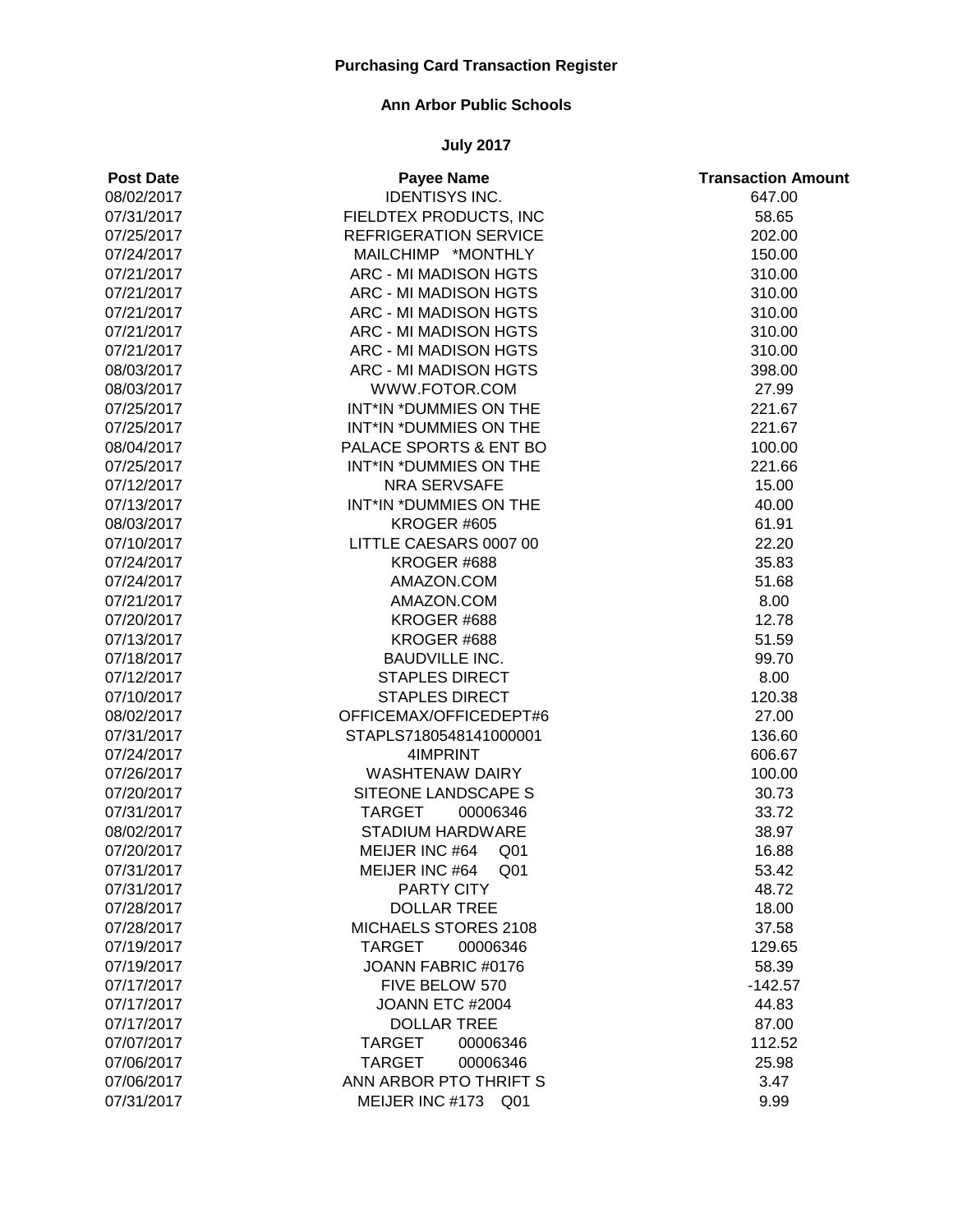**Purchasing Card Transaction Register**

**Ann Arbor Public Schools**

**July 2017**

| Post Date | Payee Name | Transaction Amount |
|---|---|---|
| 08/02/2017 | IDENTISYS INC. | 647.00 |
| 07/31/2017 | FIELDTEX PRODUCTS, INC | 58.65 |
| 07/25/2017 | REFRIGERATION SERVICE | 202.00 |
| 07/24/2017 | MAILCHIMP *MONTHLY | 150.00 |
| 07/21/2017 | ARC - MI MADISON HGTS | 310.00 |
| 07/21/2017 | ARC - MI MADISON HGTS | 310.00 |
| 07/21/2017 | ARC - MI MADISON HGTS | 310.00 |
| 07/21/2017 | ARC - MI MADISON HGTS | 310.00 |
| 07/21/2017 | ARC - MI MADISON HGTS | 310.00 |
| 08/03/2017 | ARC - MI MADISON HGTS | 398.00 |
| 08/03/2017 | WWW.FOTOR.COM | 27.99 |
| 07/25/2017 | INT*IN *DUMMIES ON THE | 221.67 |
| 07/25/2017 | INT*IN *DUMMIES ON THE | 221.67 |
| 08/04/2017 | PALACE SPORTS & ENT BO | 100.00 |
| 07/25/2017 | INT*IN *DUMMIES ON THE | 221.66 |
| 07/12/2017 | NRA SERVSAFE | 15.00 |
| 07/13/2017 | INT*IN *DUMMIES ON THE | 40.00 |
| 08/03/2017 | KROGER #605 | 61.91 |
| 07/10/2017 | LITTLE CAESARS 0007 00 | 22.20 |
| 07/24/2017 | KROGER #688 | 35.83 |
| 07/24/2017 | AMAZON.COM | 51.68 |
| 07/21/2017 | AMAZON.COM | 8.00 |
| 07/20/2017 | KROGER #688 | 12.78 |
| 07/13/2017 | KROGER #688 | 51.59 |
| 07/18/2017 | BAUDVILLE INC. | 99.70 |
| 07/12/2017 | STAPLES DIRECT | 8.00 |
| 07/10/2017 | STAPLES DIRECT | 120.38 |
| 08/02/2017 | OFFICEMAX/OFFICEDEPT#6 | 27.00 |
| 07/31/2017 | STAPLS7180548141000001 | 136.60 |
| 07/24/2017 | 4IMPRINT | 606.67 |
| 07/26/2017 | WASHTENAW DAIRY | 100.00 |
| 07/20/2017 | SITEONE LANDSCAPE S | 30.73 |
| 07/31/2017 | TARGET 00006346 | 33.72 |
| 08/02/2017 | STADIUM HARDWARE | 38.97 |
| 07/20/2017 | MEIJER INC #64 Q01 | 16.88 |
| 07/31/2017 | MEIJER INC #64 Q01 | 53.42 |
| 07/31/2017 | PARTY CITY | 48.72 |
| 07/28/2017 | DOLLAR TREE | 18.00 |
| 07/28/2017 | MICHAELS STORES 2108 | 37.58 |
| 07/19/2017 | TARGET 00006346 | 129.65 |
| 07/19/2017 | JOANN FABRIC #0176 | 58.39 |
| 07/17/2017 | FIVE BELOW 570 | -142.57 |
| 07/17/2017 | JOANN ETC #2004 | 44.83 |
| 07/17/2017 | DOLLAR TREE | 87.00 |
| 07/07/2017 | TARGET 00006346 | 112.52 |
| 07/06/2017 | TARGET 00006346 | 25.98 |
| 07/06/2017 | ANN ARBOR PTO THRIFT S | 3.47 |
| 07/31/2017 | MEIJER INC #173 Q01 | 9.99 |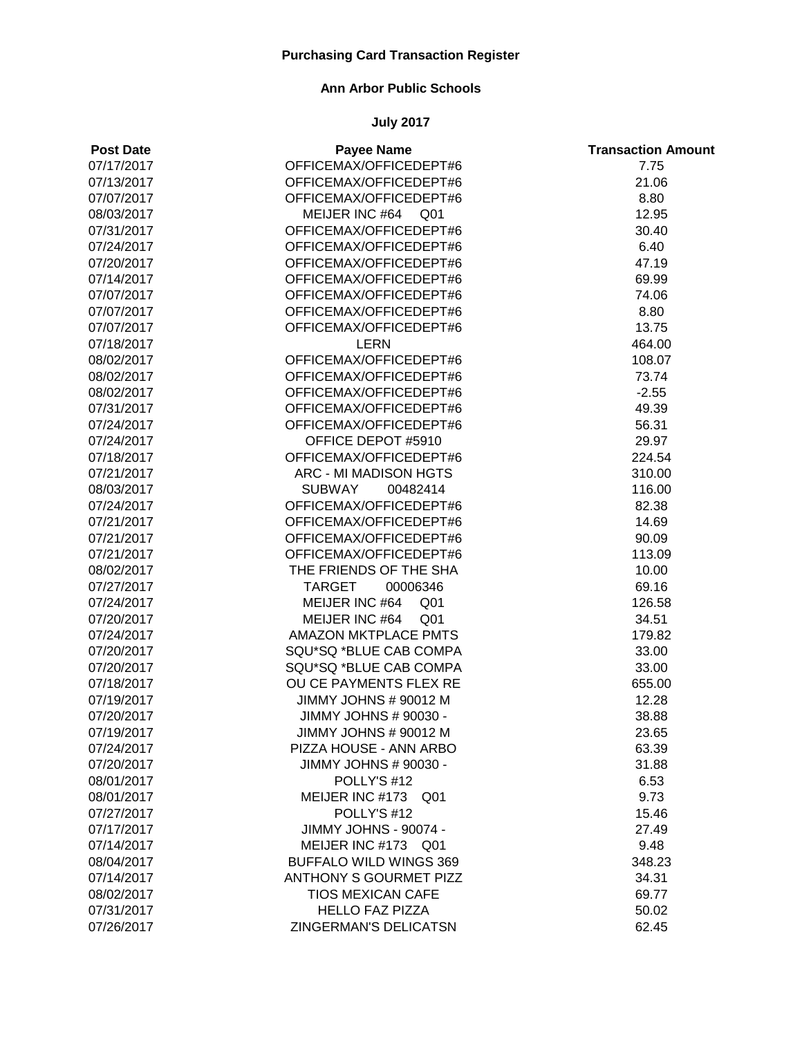**Purchasing Card Transaction Register**

**Ann Arbor Public Schools**

**July 2017**

| Post Date | Payee Name | Transaction Amount |
|---|---|---|
| 07/17/2017 | OFFICEMAX/OFFICEDEPT#6 | 7.75 |
| 07/13/2017 | OFFICEMAX/OFFICEDEPT#6 | 21.06 |
| 07/07/2017 | OFFICEMAX/OFFICEDEPT#6 | 8.80 |
| 08/03/2017 | MEIJER INC #64 Q01 | 12.95 |
| 07/31/2017 | OFFICEMAX/OFFICEDEPT#6 | 30.40 |
| 07/24/2017 | OFFICEMAX/OFFICEDEPT#6 | 6.40 |
| 07/20/2017 | OFFICEMAX/OFFICEDEPT#6 | 47.19 |
| 07/14/2017 | OFFICEMAX/OFFICEDEPT#6 | 69.99 |
| 07/07/2017 | OFFICEMAX/OFFICEDEPT#6 | 74.06 |
| 07/07/2017 | OFFICEMAX/OFFICEDEPT#6 | 8.80 |
| 07/07/2017 | OFFICEMAX/OFFICEDEPT#6 | 13.75 |
| 07/18/2017 | LERN | 464.00 |
| 08/02/2017 | OFFICEMAX/OFFICEDEPT#6 | 108.07 |
| 08/02/2017 | OFFICEMAX/OFFICEDEPT#6 | 73.74 |
| 08/02/2017 | OFFICEMAX/OFFICEDEPT#6 | -2.55 |
| 07/31/2017 | OFFICEMAX/OFFICEDEPT#6 | 49.39 |
| 07/24/2017 | OFFICEMAX/OFFICEDEPT#6 | 56.31 |
| 07/24/2017 | OFFICE DEPOT #5910 | 29.97 |
| 07/18/2017 | OFFICEMAX/OFFICEDEPT#6 | 224.54 |
| 07/21/2017 | ARC - MI MADISON HGTS | 310.00 |
| 08/03/2017 | SUBWAY 00482414 | 116.00 |
| 07/24/2017 | OFFICEMAX/OFFICEDEPT#6 | 82.38 |
| 07/21/2017 | OFFICEMAX/OFFICEDEPT#6 | 14.69 |
| 07/21/2017 | OFFICEMAX/OFFICEDEPT#6 | 90.09 |
| 07/21/2017 | OFFICEMAX/OFFICEDEPT#6 | 113.09 |
| 08/02/2017 | THE FRIENDS OF THE SHA | 10.00 |
| 07/27/2017 | TARGET 00006346 | 69.16 |
| 07/24/2017 | MEIJER INC #64 Q01 | 126.58 |
| 07/20/2017 | MEIJER INC #64 Q01 | 34.51 |
| 07/24/2017 | AMAZON MKTPLACE PMTS | 179.82 |
| 07/20/2017 | SQU*SQ *BLUE CAB COMPA | 33.00 |
| 07/20/2017 | SQU*SQ *BLUE CAB COMPA | 33.00 |
| 07/18/2017 | OU CE PAYMENTS FLEX RE | 655.00 |
| 07/19/2017 | JIMMY JOHNS # 90012 M | 12.28 |
| 07/20/2017 | JIMMY JOHNS # 90030 - | 38.88 |
| 07/19/2017 | JIMMY JOHNS # 90012 M | 23.65 |
| 07/24/2017 | PIZZA HOUSE - ANN ARBO | 63.39 |
| 07/20/2017 | JIMMY JOHNS # 90030 - | 31.88 |
| 08/01/2017 | POLLY'S #12 | 6.53 |
| 08/01/2017 | MEIJER INC #173 Q01 | 9.73 |
| 07/27/2017 | POLLY'S #12 | 15.46 |
| 07/17/2017 | JIMMY JOHNS - 90074 - | 27.49 |
| 07/14/2017 | MEIJER INC #173 Q01 | 9.48 |
| 08/04/2017 | BUFFALO WILD WINGS 369 | 348.23 |
| 07/14/2017 | ANTHONY S GOURMET PIZZ | 34.31 |
| 08/02/2017 | TIOS MEXICAN CAFE | 69.77 |
| 07/31/2017 | HELLO FAZ PIZZA | 50.02 |
| 07/26/2017 | ZINGERMAN'S DELICATSN | 62.45 |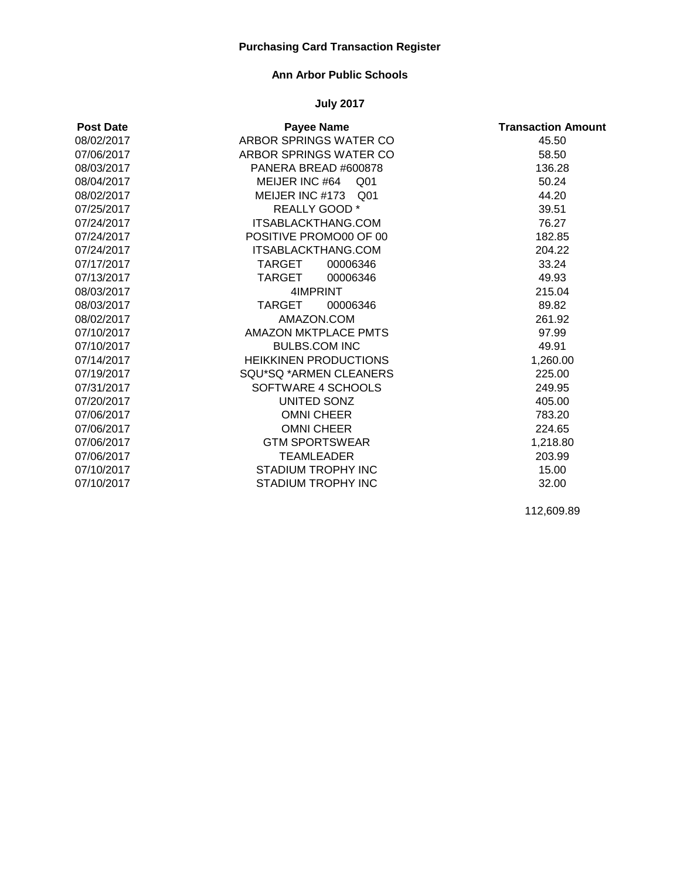**Purchasing Card Transaction Register**

**Ann Arbor Public Schools**

**July 2017**

| Post Date | Payee Name | Transaction Amount |
|---|---|---|
| 08/02/2017 | ARBOR SPRINGS WATER CO | 45.50 |
| 07/06/2017 | ARBOR SPRINGS WATER CO | 58.50 |
| 08/03/2017 | PANERA BREAD #600878 | 136.28 |
| 08/04/2017 | MEIJER INC #64 Q01 | 50.24 |
| 08/02/2017 | MEIJER INC #173 Q01 | 44.20 |
| 07/25/2017 | REALLY GOOD * | 39.51 |
| 07/24/2017 | ITSABLACKTHANG.COM | 76.27 |
| 07/24/2017 | POSITIVE PROMO00 OF 00 | 182.85 |
| 07/24/2017 | ITSABLACKTHANG.COM | 204.22 |
| 07/17/2017 | TARGET 00006346 | 33.24 |
| 07/13/2017 | TARGET 00006346 | 49.93 |
| 08/03/2017 | 4IMPRINT | 215.04 |
| 08/03/2017 | TARGET 00006346 | 89.82 |
| 08/02/2017 | AMAZON.COM | 261.92 |
| 07/10/2017 | AMAZON MKTPLACE PMTS | 97.99 |
| 07/10/2017 | BULBS.COM INC | 49.91 |
| 07/14/2017 | HEIKKINEN PRODUCTIONS | 1,260.00 |
| 07/19/2017 | SQU*SQ *ARMEN CLEANERS | 225.00 |
| 07/31/2017 | SOFTWARE 4 SCHOOLS | 249.95 |
| 07/20/2017 | UNITED SONZ | 405.00 |
| 07/06/2017 | OMNI CHEER | 783.20 |
| 07/06/2017 | OMNI CHEER | 224.65 |
| 07/06/2017 | GTM SPORTSWEAR | 1,218.80 |
| 07/06/2017 | TEAMLEADER | 203.99 |
| 07/10/2017 | STADIUM TROPHY INC | 15.00 |
| 07/10/2017 | STADIUM TROPHY INC | 32.00 |
| | | 112,609.89 |